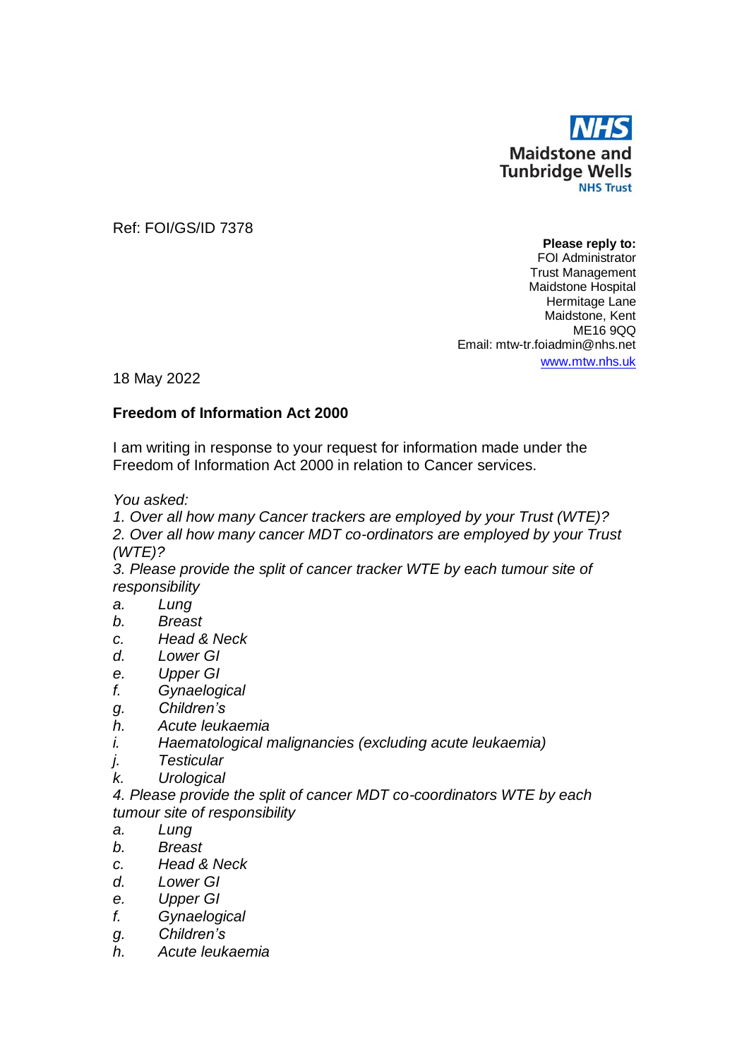**NHS**
**Maidstone and Tunbridge Wells**
**NHS Trust**

Ref: FOI/GS/ID 7378

**Please reply to:**
FOI Administrator
Trust Management
Maidstone Hospital
Hermitage Lane
Maidstone, Kent
ME16 9QQ
Email: mtw-tr.foiadmin@nhs.net
www.mtw.nhs.uk

18 May 2022

**Freedom of Information Act 2000**

I am writing in response to your request for information made under the Freedom of Information Act 2000 in relation to Cancer services.

*You asked:*

*1. Over all how many Cancer trackers are employed by your Trust (WTE)?*

*2. Over all how many cancer MDT co-ordinators are employed by your Trust (WTE)?*

*3. Please provide the split of cancer tracker WTE by each tumour site of responsibility*

*a. Lung*
*b. Breast*
*c. Head & Neck*
*d. Lower GI*
*e. Upper GI*
*f. Gynaelogical*
*g. Children's*
*h. Acute leukaemia*
*i. Haematological malignancies (excluding acute leukaemia)*
*j. Testicular*
*k. Urological*

*4. Please provide the split of cancer MDT co-coordinators WTE by each tumour site of responsibility*

*a. Lung*
*b. Breast*
*c. Head & Neck*
*d. Lower GI*
*e. Upper GI*
*f. Gynaelogical*
*g. Children's*
*h. Acute leukaemia*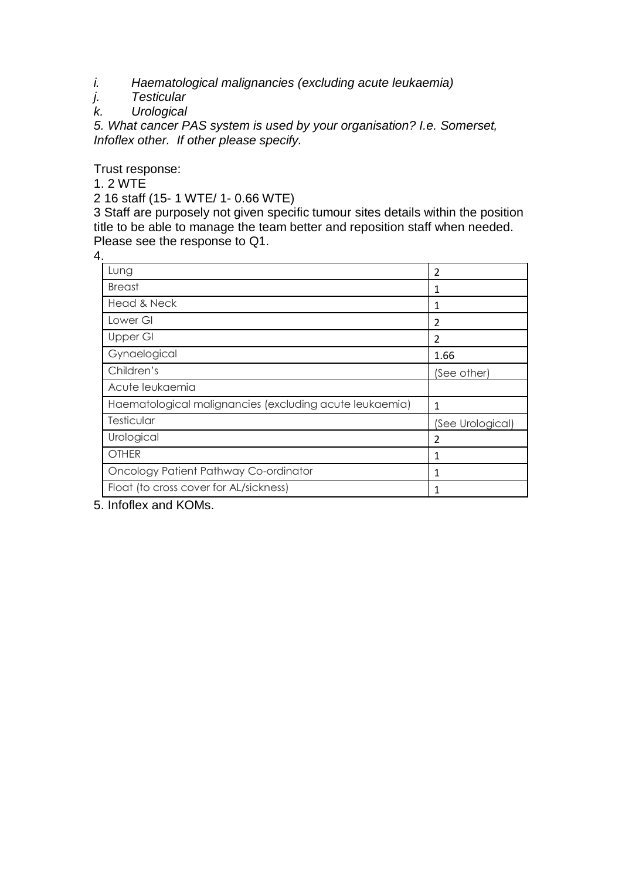*i. Haematological malignancies (excluding acute leukaemia)*
*j. Testicular*
*k. Urological*

*5. What cancer PAS system is used by your organisation? I.e. Somerset, Infoflex other. If other please specify.*

Trust response:

1. 2 WTE
2. 16 staff (15- 1 WTE/ 1- 0.66 WTE)
3. Staff are purposely not given specific tumour sites details within the position title to be able to manage the team better and reposition staff when needed. Please see the response to Q1.
4. 

| | |
|---|---|
| Lung | 2 |
| Breast | 1 |
| Head & Neck | 1 |
| Lower GI | 2 |
| Upper GI | 2 |
| Gynaelogical | 1.66 |
| Children's | (See other) |
| Acute leukaemia | |
| Haematological malignancies (excluding acute leukaemia) | 1 |
| Testicular | (See Urological) |
| Urological | 2 |
| OTHER | 1 |
| Oncology Patient Pathway Co-ordinator | 1 |
| Float (to cross cover for AL/sickness) | 1 |

5. Infoflex and KOMs.